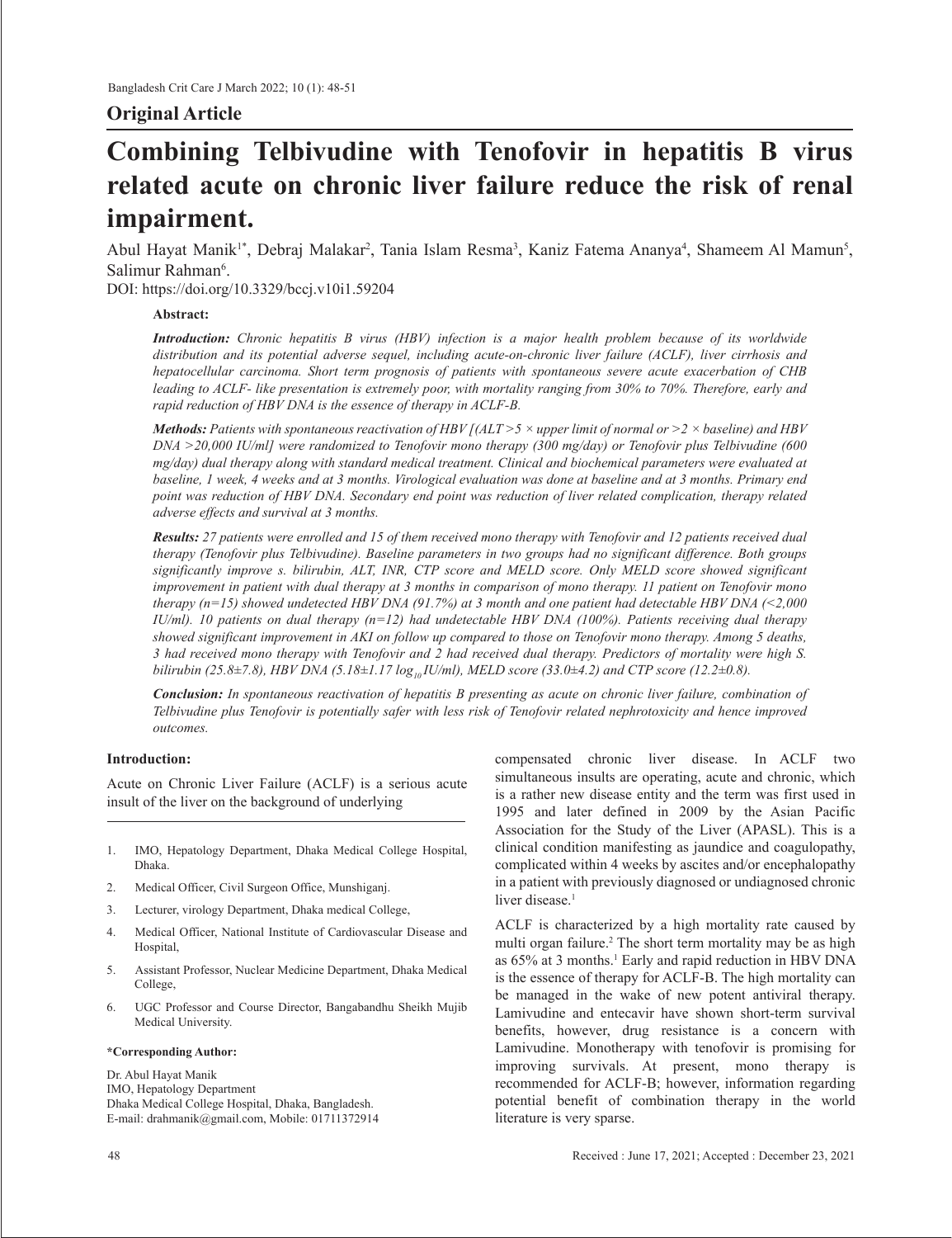## Original Article

# Combining Telbivudine with Tenofovir in hepatitis B virus related acute on chronic liver failure reduce the risk of renal impairment.

Abul Hayat Manik[1*], Debraj Malakar[2], Tania Islam Resma[3], Kaniz Fatema Ananya[4], Shameem Al Mamun[5], Salimur Rahman[6].

DOI: https://doi.org/10.3329/bccj.v10i1.59204

**Abstract:**

***Introduction:*** *Chronic hepatitis B virus (HBV) infection is a major health problem because of its worldwide distribution and its potential adverse sequel, including acute-on-chronic liver failure (ACLF), liver cirrhosis and hepatocellular carcinoma. Short term prognosis of patients with spontaneous severe acute exacerbation of CHB leading to ACLF- like presentation is extremely poor, with mortality ranging from 30% to 70%. Therefore, early and rapid reduction of HBV DNA is the essence of therapy in ACLF-B.*

***Methods:*** *Patients with spontaneous reactivation of HBV [(ALT >5 × upper limit of normal or >2 × baseline) and HBV DNA >20,000 IU/ml] were randomized to Tenofovir mono therapy (300 mg/day) or Tenofovir plus Telbivudine (600 mg/day) dual therapy along with standard medical treatment. Clinical and biochemical parameters were evaluated at baseline, 1 week, 4 weeks and at 3 months. Virological evaluation was done at baseline and at 3 months. Primary end point was reduction of HBV DNA. Secondary end point was reduction of liver related complication, therapy related adverse effects and survival at 3 months.*

***Results:*** *27 patients were enrolled and 15 of them received mono therapy with Tenofovir and 12 patients received dual therapy (Tenofovir plus Telbivudine). Baseline parameters in two groups had no significant difference. Both groups significantly improve s. bilirubin, ALT, INR, CTP score and MELD score. Only MELD score showed significant improvement in patient with dual therapy at 3 months in comparison of mono therapy. 11 patient on Tenofovir mono therapy (n=15) showed undetected HBV DNA (91.7%) at 3 month and one patient had detectable HBV DNA (<2,000 IU/ml). 10 patients on dual therapy (n=12) had undetectable HBV DNA (100%). Patients receiving dual therapy showed significant improvement in AKI on follow up compared to those on Tenofovir mono therapy. Among 5 deaths, 3 had received mono therapy with Tenofovir and 2 had received dual therapy. Predictors of mortality were high S. bilirubin (25.8±7.8), HBV DNA (5.18±1.17 $log_{10}$ IU/ml), MELD score (33.0±4.2) and CTP score (12.2±0.8).*

***Conclusion:*** *In spontaneous reactivation of hepatitis B presenting as acute on chronic liver failure, combination of Telbivudine plus Tenofovir is potentially safer with less risk of Tenofovir related nephrotoxicity and hence improved outcomes.*

**Introduction:**

Acute on Chronic Liver Failure (ACLF) is a serious acute insult of the liver on the background of underlying compensated chronic liver disease. In ACLF two simultaneous insults are operating, acute and chronic, which is a rather new disease entity and the term was first used in 1995 and later defined in 2009 by the Asian Pacific Association for the Study of the Liver (APASL). This is a clinical condition manifesting as jaundice and coagulopathy, complicated within 4 weeks by ascites and/or encephalopathy in a patient with previously diagnosed or undiagnosed chronic liver disease.[1]

ACLF is characterized by a high mortality rate caused by multi organ failure.[2] The short term mortality may be as high as 65% at 3 months.[1] Early and rapid reduction in HBV DNA is the essence of therapy for ACLF-B. The high mortality can be managed in the wake of new potent antiviral therapy. Lamivudine and entecavir have shown short-term survival benefits, however, drug resistance is a concern with Lamivudine. Monotherapy with tenofovir is promising for improving survivals. At present, mono therapy is recommended for ACLF-B; however, information regarding potential benefit of combination therapy in the world literature is very sparse.

1. IMO, Hepatology Department, Dhaka Medical College Hospital, Dhaka.
2. Medical Officer, Civil Surgeon Office, Munshiganj.
3. Lecturer, virology Department, Dhaka medical College,
4. Medical Officer, National Institute of Cardiovascular Disease and Hospital,
5. Assistant Professor, Nuclear Medicine Department, Dhaka Medical College,
6. UGC Professor and Course Director, Bangabandhu Sheikh Mujib Medical University.

**\*Corresponding Author:**

Dr. Abul Hayat Manik
IMO, Hepatology Department
Dhaka Medical College Hospital, Dhaka, Bangladesh.
E-mail: drahmanik@gmail.com, Mobile: 01711372914

Received : June 17, 2021; Accepted : December 23, 2021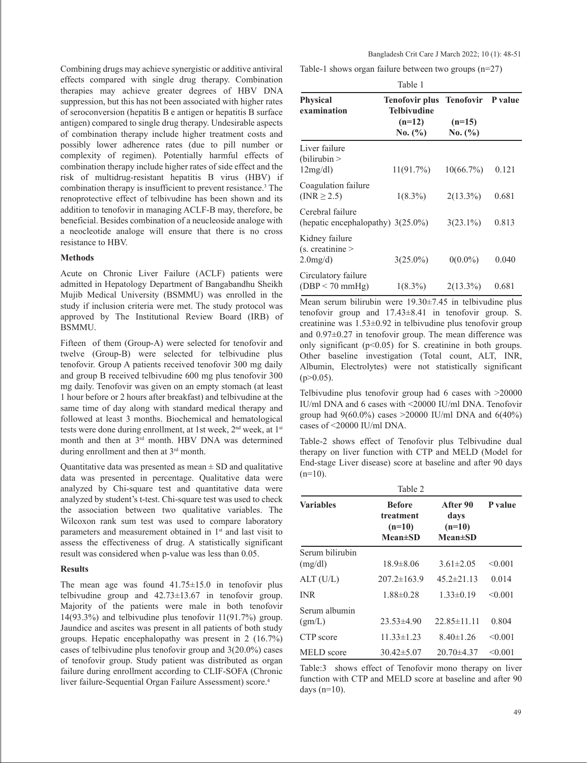Combining drugs may achieve synergistic or additive antiviral effects compared with single drug therapy. Combination therapies may achieve greater degrees of HBV DNA suppression, but this has not been associated with higher rates of seroconversion (hepatitis B e antigen or hepatitis B surface antigen) compared to single drug therapy. Undesirable aspects of combination therapy include higher treatment costs and possibly lower adherence rates (due to pill number or complexity of regimen). Potentially harmful effects of combination therapy include higher rates of side effect and the risk of multidrug-resistant hepatitis B virus (HBV) if combination therapy is insufficient to prevent resistance.[3] The renoprotective effect of telbivudine has been shown and its addition to tenofovir in managing ACLF-B may, therefore, be beneficial. Besides combination of a neucleoside analoge with a neocleotide analoge will ensure that there is no cross resistance to HBV.

### Methods

Acute on Chronic Liver Failure (ACLF) patients were admitted in Hepatology Department of Bangabandhu Sheikh Mujib Medical University (BSMMU) was enrolled in the study if inclusion criteria were met. The study protocol was approved by The Institutional Review Board (IRB) of BSMMU.

Fifteen of them (Group-A) were selected for tenofovir and twelve (Group-B) were selected for telbivudine plus tenofovir. Group A patients received tenofovir 300 mg daily and group B received telbivudine 600 mg plus tenofovir 300 mg daily. Tenofovir was given on an empty stomach (at least 1 hour before or 2 hours after breakfast) and telbivudine at the same time of day along with standard medical therapy and followed at least 3 months. Biochemical and hematological tests were done during enrollment, at 1st week, 2nd week, at 1st month and then at 3rd month. HBV DNA was determined during enrollment and then at 3rd month.

Quantitative data was presented as mean ± SD and qualitative data was presented in percentage. Qualitative data were analyzed by Chi-square test and quantitative data were analyzed by student's t-test. Chi-square test was used to check the association between two qualitative variables. The Wilcoxon rank sum test was used to compare laboratory parameters and measurement obtained in 1st and last visit to assess the effectiveness of drug. A statistically significant result was considered when p-value was less than 0.05.

### Results

The mean age was found 41.75±15.0 in tenofovir plus telbivudine group and 42.73±13.67 in tenofovir group. Majority of the patients were male in both tenofovir 14(93.3%) and telbivudine plus tenofovir 11(91.7%) group. Jaundice and ascites was present in all patients of both study groups. Hepatic encephalopathy was present in 2 (16.7%) cases of telbivudine plus tenofovir group and 3(20.0%) cases of tenofovir group. Study patient was distributed as organ failure during enrollment according to CLIF-SOFA (Chronic liver failure-Sequential Organ Failure Assessment) score.[4]

Table-1 shows organ failure between two groups (n=27)

Table 1

| Physical examination | Tenofovir plus Telbivudine (n=12) No. (%) | Tenofovir (n=15) No. (%) | P value |
|---|---|---|---|
| Liver failure (bilirubin > 12mg/dl) | 11(91.7%) | 10(66.7%) | 0.121 |
| Coagulation failure (INR ≥ 2.5) | 1(8.3%) | 2(13.3%) | 0.681 |
| Cerebral failure (hepatic encephalopathy) | 3(25.0%) | 3(23.1%) | 0.813 |
| Kidney failure (s. creatinine > 2.0mg/d) | 3(25.0%) | 0(0.0%) | 0.040 |
| Circulatory failure (DBP < 70 mmHg) | 1(8.3%) | 2(13.3%) | 0.681 |

Mean serum bilirubin were 19.30±7.45 in telbivudine plus tenofovir group and 17.43±8.41 in tenofovir group. S. creatinine was 1.53±0.92 in telbivudine plus tenofovir group and 0.97±0.27 in tenofovir group. The mean difference was only significant ($p<0.05$) for S. creatinine in both groups. Other baseline investigation (Total count, ALT, INR, Albumin, Electrolytes) were not statistically significant ($p>0.05$).

Telbivudine plus tenofovir group had 6 cases with >20000 IU/ml DNA and 6 cases with <20000 IU/ml DNA. Tenofovir group had 9(60.0%) cases >20000 IU/ml DNA and 6(40%) cases of <20000 IU/ml DNA.

Table-2 shows effect of Tenofovir plus Telbivudine dual therapy on liver function with CTP and MELD (Model for End-stage Liver disease) score at baseline and after 90 days (n=10).

Table 2

| Variables | Before treatment (n=10) Mean±SD | After 90 days (n=10) Mean±SD | P value |
|---|---|---|---|
| Serum bilirubin (mg/dl) | 18.9±8.06 | 3.61±2.05 | <0.001 |
| ALT (U/L) | 207.2±163.9 | 45.2±21.13 | 0.014 |
| INR | 1.88±0.28 | 1.33±0.19 | <0.001 |
| Serum albumin (gm/L) | 23.53±4.90 | 22.85±11.11 | 0.804 |
| CTP score | 11.33±1.23 | 8.40±1.26 | <0.001 |
| MELD score | 30.42±5.07 | 20.70±4.37 | <0.001 |

Table:3 shows effect of Tenofovir mono therapy on liver function with CTP and MELD score at baseline and after 90 days (n=10).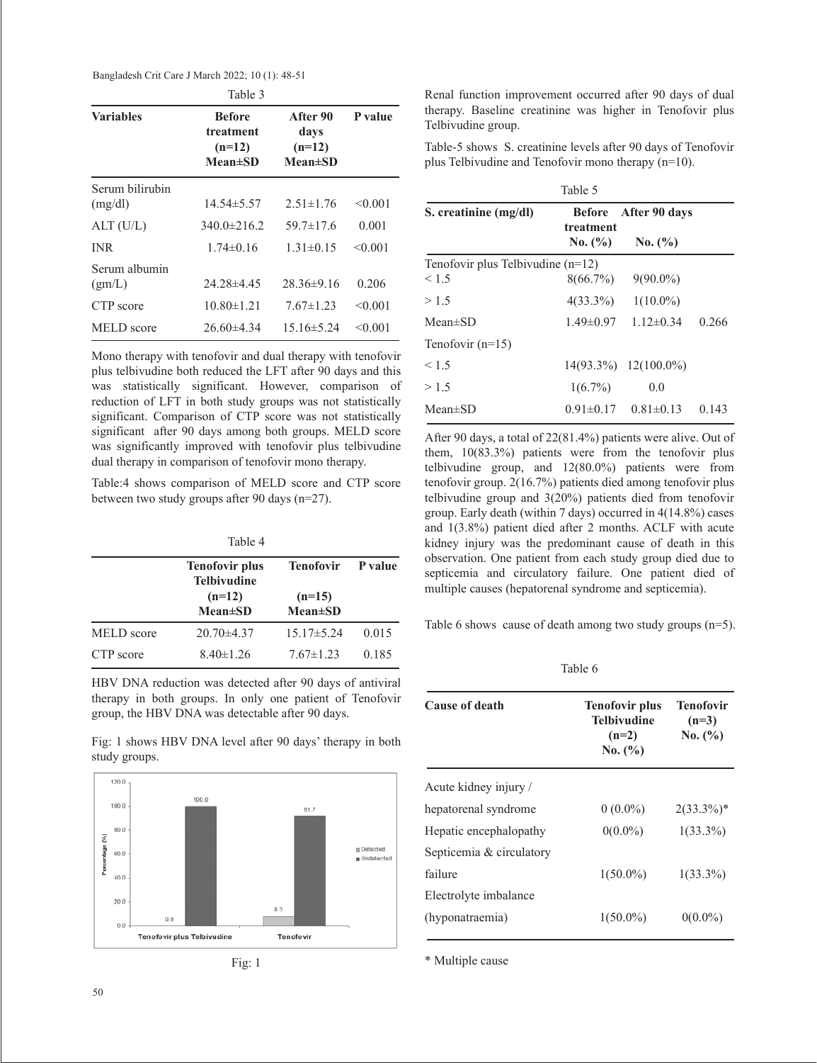Table 3

| Variables | Before treatment (n=12) Mean±SD | After 90 days (n=12) Mean±SD | P value |
|---|---|---|---|
| Serum bilirubin (mg/dl) | 14.54±5.57 | 2.51±1.76 | <0.001 |
| ALT (U/L) | 340.0±216.2 | 59.7±17.6 | 0.001 |
| INR | 1.74±0.16 | 1.31±0.15 | <0.001 |
| Serum albumin (gm/L) | 24.28±4.45 | 28.36±9.16 | 0.206 |
| CTP score | 10.80±1.21 | 7.67±1.23 | <0.001 |
| MELD score | 26.60±4.34 | 15.16±5.24 | <0.001 |

Mono therapy with tenofovir and dual therapy with tenofovir plus telbivudine both reduced the LFT after 90 days and this was statistically significant. However, comparison of reduction of LFT in both study groups was not statistically significant. Comparison of CTP score was not statistically significant after 90 days among both groups. MELD score was significantly improved with tenofovir plus telbivudine dual therapy in comparison of tenofovir mono therapy.

Table:4 shows comparison of MELD score and CTP score between two study groups after 90 days (n=27).

Table 4

| | Tenofovir plus Telbivudine (n=12) Mean±SD | Tenofovir (n=15) Mean±SD | P value |
|---|---|---|---|
| MELD score | 20.70±4.37 | 15.17±5.24 | 0.015 |
| CTP score | 8.40±1.26 | 7.67±1.23 | 0.185 |

HBV DNA reduction was detected after 90 days of antiviral therapy in both groups. In only one patient of Tenofovir group, the HBV DNA was detectable after 90 days.

Fig: 1 shows HBV DNA level after 90 days' therapy in both study groups.

Fig: 1

Renal function improvement occurred after 90 days of dual therapy. Baseline creatinine was higher in Tenofovir plus Telbivudine group.

Table-5 shows S. creatinine levels after 90 days of Tenofovir plus Telbivudine and Tenofovir mono therapy (n=10).

Table 5

| S. creatinine (mg/dl) | Before treatment No. (%) | After 90 days No. (%) | |
|---|---|---|---|
| Tenofovir plus Telbivudine (n=12) | | | |
| < 1.5 | 8(66.7%) | 9(90.0%) | |
| > 1.5 | 4(33.3%) | 1(10.0%) | |
| Mean±SD | 1.49±0.97 | 1.12±0.34 | 0.266 |
| Tenofovir (n=15) | | | |
| < 1.5 | 14(93.3%) | 12(100.0%) | |
| > 1.5 | 1(6.7%) | 0.0 | |
| Mean±SD | 0.91±0.17 | 0.81±0.13 | 0.143 |

After 90 days, a total of 22(81.4%) patients were alive. Out of them, 10(83.3%) patients were from the tenofovir plus telbivudine group, and 12(80.0%) patients were from tenofovir group. 2(16.7%) patients died among tenofovir plus telbivudine group and 3(20%) patients died from tenofovir group. Early death (within 7 days) occurred in 4(14.8%) cases and 1(3.8%) patient died after 2 months. ACLF with acute kidney injury was the predominant cause of death in this observation. One patient from each study group died due to septicemia and circulatory failure. One patient died of multiple causes (hepatorenal syndrome and septicemia).

Table 6 shows cause of death among two study groups (n=5).

Table 6

| Cause of death | Tenofovir plus Telbivudine (n=2) No. (%) | Tenofovir (n=3) No. (%) |
|---|---|---|
| Acute kidney injury / hepatorenal syndrome | 0 (0.0%) | 2(33.3%)* |
| Hepatic encephalopathy | 0(0.0%) | 1(33.3%) |
| Septicemia & circulatory failure | 1(50.0%) | 1(33.3%) |
| Electrolyte imbalance (hyponatraemia) | 1(50.0%) | 0(0.0%) |

\* Multiple cause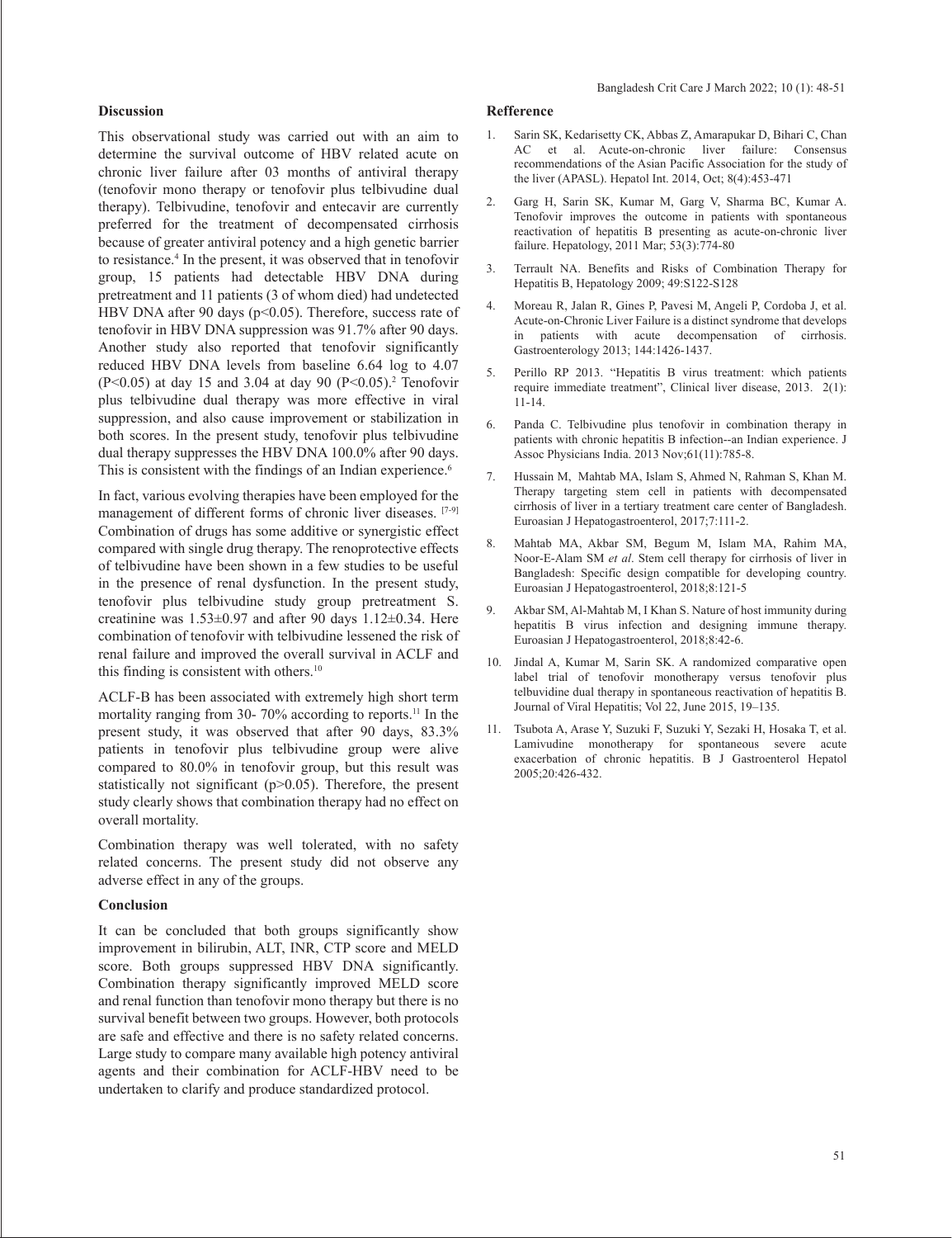## Discussion

This observational study was carried out with an aim to determine the survival outcome of HBV related acute on chronic liver failure after 03 months of antiviral therapy (tenofovir mono therapy or tenofovir plus telbivudine dual therapy). Telbivudine, tenofovir and entecavir are currently preferred for the treatment of decompensated cirrhosis because of greater antiviral potency and a high genetic barrier to resistance.[4] In the present, it was observed that in tenofovir group, 15 patients had detectable HBV DNA during pretreatment and 11 patients (3 of whom died) had undetected HBV DNA after 90 days ($p<0.05$). Therefore, success rate of tenofovir in HBV DNA suppression was 91.7% after 90 days. Another study also reported that tenofovir significantly reduced HBV DNA levels from baseline 6.64 log to 4.07 ($P<0.05$) at day 15 and 3.04 at day 90 ($P<0.05$).[2] Tenofovir plus telbivudine dual therapy was more effective in viral suppression, and also cause improvement or stabilization in both scores. In the present study, tenofovir plus telbivudine dual therapy suppresses the HBV DNA 100.0% after 90 days. This is consistent with the findings of an Indian experience.[6]

In fact, various evolving therapies have been employed for the management of different forms of chronic liver diseases. [7-9] Combination of drugs has some additive or synergistic effect compared with single drug therapy. The renoprotective effects of telbivudine have been shown in a few studies to be useful in the presence of renal dysfunction. In the present study, tenofovir plus telbivudine study group pretreatment S. creatinine was $1.53\pm0.97$ and after 90 days $1.12\pm0.34$. Here combination of tenofovir with telbivudine lessened the risk of renal failure and improved the overall survival in ACLF and this finding is consistent with others.[10]

ACLF-B has been associated with extremely high short term mortality ranging from 30- 70% according to reports.[11] In the present study, it was observed that after 90 days, 83.3% patients in tenofovir plus telbivudine group were alive compared to 80.0% in tenofovir group, but this result was statistically not significant ($p>0.05$). Therefore, the present study clearly shows that combination therapy had no effect on overall mortality.

Combination therapy was well tolerated, with no safety related concerns. The present study did not observe any adverse effect in any of the groups.

## Conclusion

It can be concluded that both groups significantly show improvement in bilirubin, ALT, INR, CTP score and MELD score. Both groups suppressed HBV DNA significantly. Combination therapy significantly improved MELD score and renal function than tenofovir mono therapy but there is no survival benefit between two groups. However, both protocols are safe and effective and there is no safety related concerns. Large study to compare many available high potency antiviral agents and their combination for ACLF-HBV need to be undertaken to clarify and produce standardized protocol.

## Refference

1. Sarin SK, Kedarisetty CK, Abbas Z, Amarapukar D, Bihari C, Chan AC et al. Acute-on-chronic liver failure: Consensus recommendations of the Asian Pacific Association for the study of the liver (APASL). Hepatol Int. 2014, Oct; 8(4):453-471
2. Garg H, Sarin SK, Kumar M, Garg V, Sharma BC, Kumar A. Tenofovir improves the outcome in patients with spontaneous reactivation of hepatitis B presenting as acute-on-chronic liver failure. Hepatology, 2011 Mar; 53(3):774-80
3. Terrault NA. Benefits and Risks of Combination Therapy for Hepatitis B, Hepatology 2009; 49:S122-S128
4. Moreau R, Jalan R, Gines P, Pavesi M, Angeli P, Cordoba J, et al. Acute-on-Chronic Liver Failure is a distinct syndrome that develops in patients with acute decompensation of cirrhosis. Gastroenterology 2013; 144:1426-1437.
5. Perillo RP 2013. "Hepatitis B virus treatment: which patients require immediate treatment", Clinical liver disease, 2013. 2(1): 11-14.
6. Panda C. Telbivudine plus tenofovir in combination therapy in patients with chronic hepatitis B infection--an Indian experience. J Assoc Physicians India. 2013 Nov;61(11):785-8.
7. Hussain M, Mahtab MA, Islam S, Ahmed N, Rahman S, Khan M. Therapy targeting stem cell in patients with decompensated cirrhosis of liver in a tertiary treatment care center of Bangladesh. Euroasian J Hepatogastroenterol, 2017;7:111-2.
8. Mahtab MA, Akbar SM, Begum M, Islam MA, Rahim MA, Noor-E-Alam SM *et al*. Stem cell therapy for cirrhosis of liver in Bangladesh: Specific design compatible for developing country. Euroasian J Hepatogastroenterol, 2018;8:121-5
9. Akbar SM, Al-Mahtab M, I Khan S. Nature of host immunity during hepatitis B virus infection and designing immune therapy. Euroasian J Hepatogastroenterol, 2018;8:42-6.
10. Jindal A, Kumar M, Sarin SK. A randomized comparative open label trial of tenofovir monotherapy versus tenofovir plus telbuvidine dual therapy in spontaneous reactivation of hepatitis B. Journal of Viral Hepatitis; Vol 22, June 2015, 19–135.
11. Tsubota A, Arase Y, Suzuki F, Suzuki Y, Sezaki H, Hosaka T, et al. Lamivudine monotherapy for spontaneous severe acute exacerbation of chronic hepatitis. B J Gastroenterol Hepatol 2005;20:426-432.